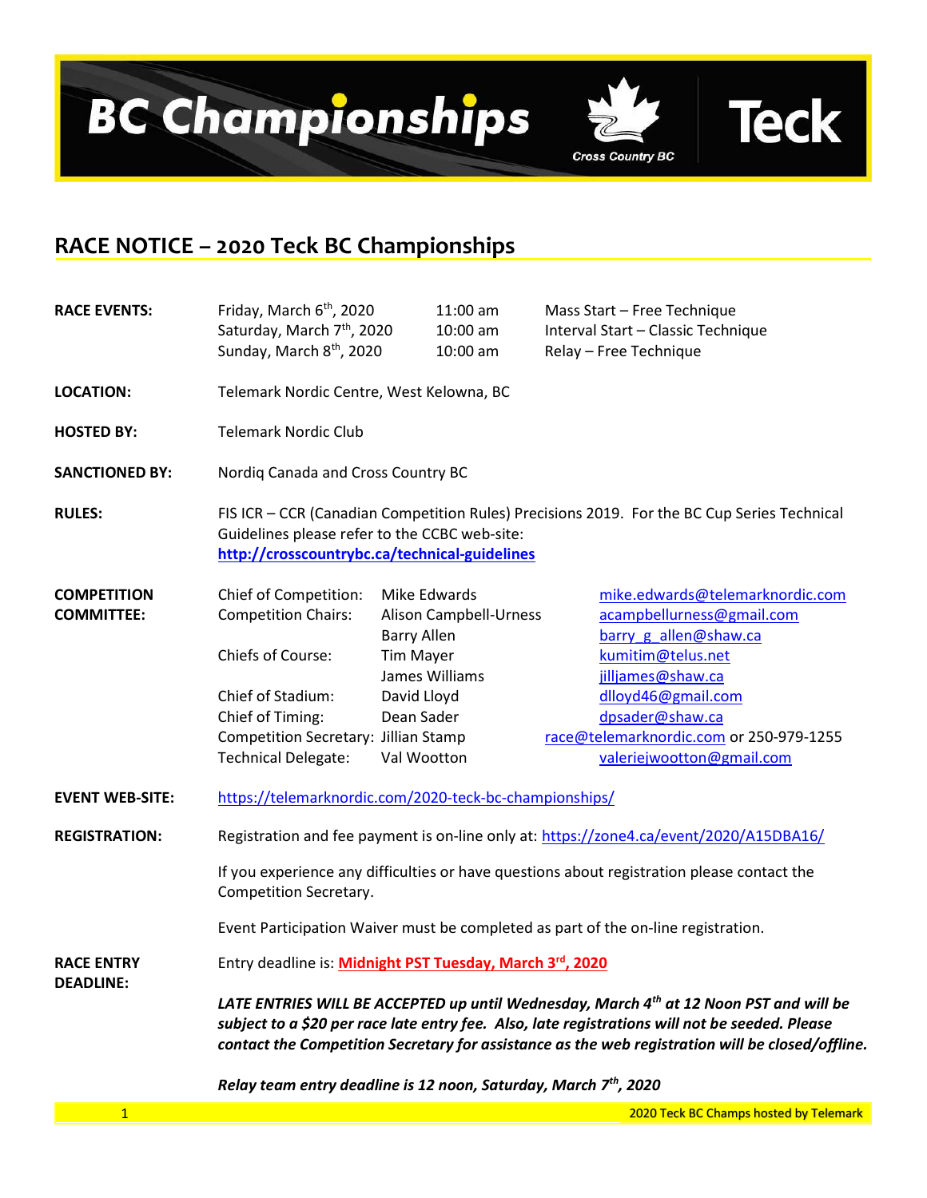# BC Championships

Cross Country BC

Teck

## RACE NOTICE – 2020 Teck BC Championships

**RACE EVENTS:**

| | | |
|---|---|---|
| Friday, March 6th, 2020 | 11:00 am | Mass Start – Free Technique |
| Saturday, March 7th, 2020 | 10:00 am | Interval Start – Classic Technique |
| Sunday, March 8th, 2020 | 10:00 am | Relay – Free Technique |

**LOCATION:** Telemark Nordic Centre, West Kelowna, BC

**HOSTED BY:** Telemark Nordic Club

**SANCTIONED BY:** Nordiq Canada and Cross Country BC

**RULES:** FIS ICR – CCR (Canadian Competition Rules) Precisions 2019. For the BC Cup Series Technical Guidelines please refer to the CCBC web-site: **http://crosscountrybc.ca/technical-guidelines**

**COMPETITION COMMITTEE:**

| | | |
|---|---|---|
| Chief of Competition: | Mike Edwards | mike.edwards@telemarknordic.com |
| Competition Chairs: | Alison Campbell-Urness | acampbellurness@gmail.com |
| | Barry Allen | barry_g_allen@shaw.ca |
| Chiefs of Course: | Tim Mayer | kumitim@telus.net |
| | James Williams | jilljames@shaw.ca |
| Chief of Stadium: | David Lloyd | dlloyd46@gmail.com |
| Chief of Timing: | Dean Sader | dpsader@shaw.ca |
| Competition Secretary: | Jillian Stamp | race@telemarknordic.com or 250-979-1255 |
| Technical Delegate: | Val Wootton | valeriejwootton@gmail.com |

**EVENT WEB-SITE:** https://telemarknordic.com/2020-teck-bc-championships/

**REGISTRATION:** Registration and fee payment is on-line only at: https://zone4.ca/event/2020/A15DBA16/

If you experience any difficulties or have questions about registration please contact the Competition Secretary.

Event Participation Waiver must be completed as part of the on-line registration.

**RACE ENTRY DEADLINE:** Entry deadline is: **Midnight PST Tuesday, March 3rd, 2020**

***LATE ENTRIES WILL BE ACCEPTED up until Wednesday, March 4th at 12 Noon PST and will be subject to a $20 per race late entry fee. Also, late registrations will not be seeded. Please contact the Competition Secretary for assistance as the web registration will be closed/offline.***

***Relay team entry deadline is 12 noon, Saturday, March 7th, 2020***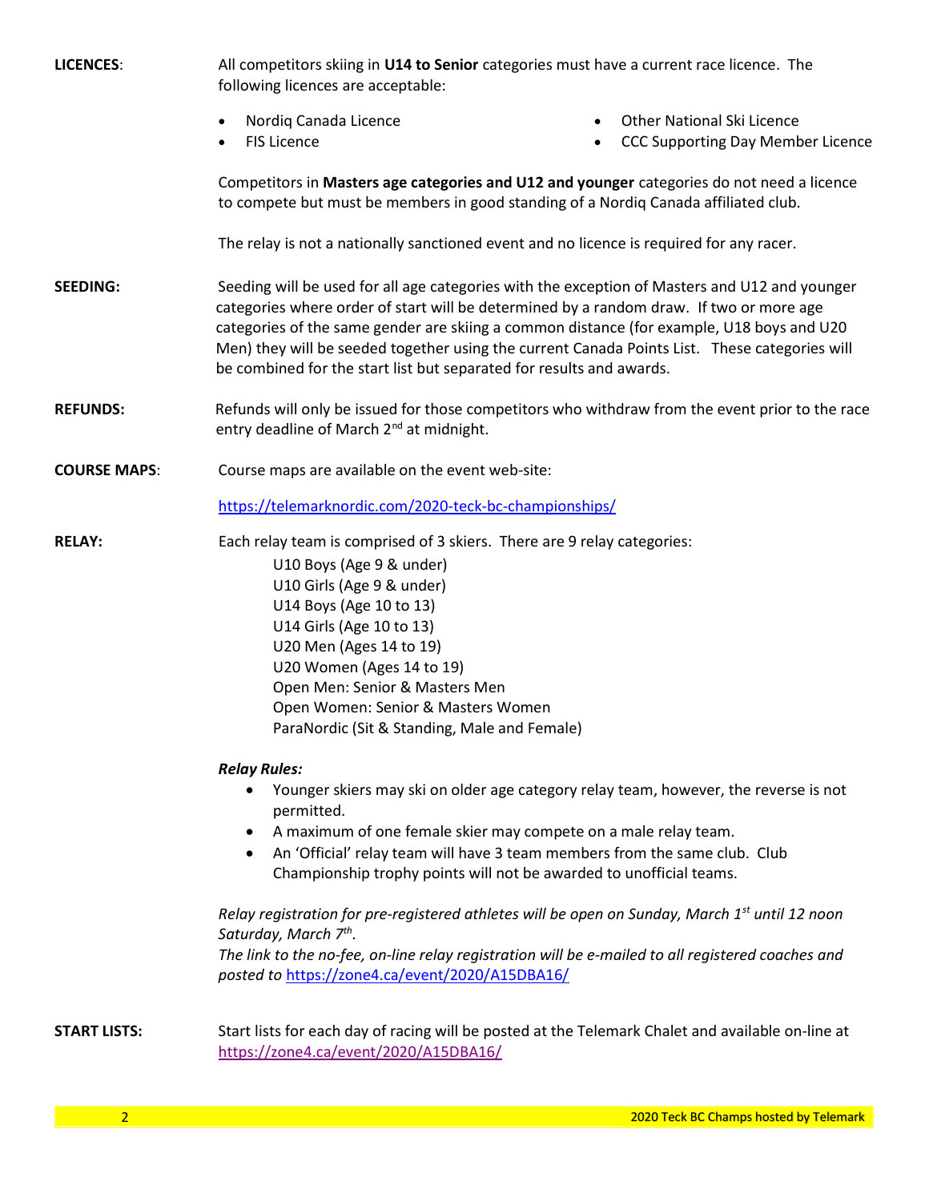**LICENCES**: All competitors skiing in **U14 to Senior** categories must have a current race licence. The following licences are acceptable:

- Nordiq Canada Licence
- FIS Licence
- Other National Ski Licence
- CCC Supporting Day Member Licence

Competitors in **Masters age categories and U12 and younger** categories do not need a licence to compete but must be members in good standing of a Nordiq Canada affiliated club.

The relay is not a nationally sanctioned event and no licence is required for any racer.

**SEEDING:** Seeding will be used for all age categories with the exception of Masters and U12 and younger categories where order of start will be determined by a random draw. If two or more age categories of the same gender are skiing a common distance (for example, U18 boys and U20 Men) they will be seeded together using the current Canada Points List. These categories will be combined for the start list but separated for results and awards.

**REFUNDS:** Refunds will only be issued for those competitors who withdraw from the event prior to the race entry deadline of March 2nd at midnight.

**COURSE MAPS**: Course maps are available on the event web-site:

https://telemarknordic.com/2020-teck-bc-championships/

**RELAY:** Each relay team is comprised of 3 skiers. There are 9 relay categories:

U10 Boys (Age 9 & under)
U10 Girls (Age 9 & under)
U14 Boys (Age 10 to 13)
U14 Girls (Age 10 to 13)
U20 Men (Ages 14 to 19)
U20 Women (Ages 14 to 19)
Open Men: Senior & Masters Men
Open Women: Senior & Masters Women
ParaNordic (Sit & Standing, Male and Female)

***Relay Rules:***

- Younger skiers may ski on older age category relay team, however, the reverse is not permitted.
- A maximum of one female skier may compete on a male relay team.
- An 'Official' relay team will have 3 team members from the same club. Club Championship trophy points will not be awarded to unofficial teams.

*Relay registration for pre-registered athletes will be open on Sunday, March 1st until 12 noon Saturday, March 7th.*
*The link to the no-fee, on-line relay registration will be e-mailed to all registered coaches and posted to* https://zone4.ca/event/2020/A15DBA16/

**START LISTS:** Start lists for each day of racing will be posted at the Telemark Chalet and available on-line at https://zone4.ca/event/2020/A15DBA16/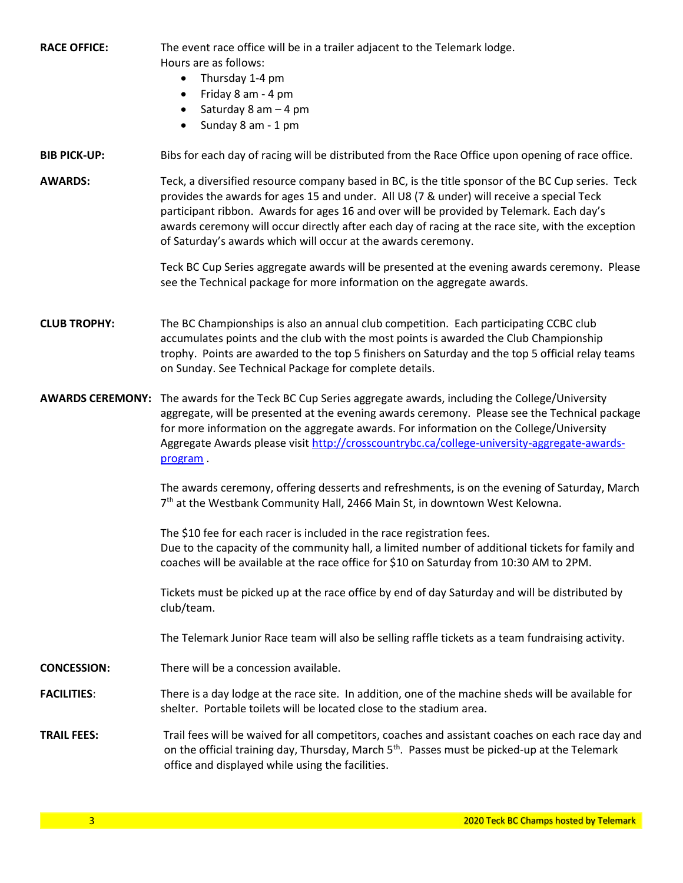**RACE OFFICE:** The event race office will be in a trailer adjacent to the Telemark lodge.
Hours are as follows:

- Thursday 1-4 pm
- Friday 8 am - 4 pm
- Saturday 8 am – 4 pm
- Sunday 8 am - 1 pm

**BIB PICK-UP:** Bibs for each day of racing will be distributed from the Race Office upon opening of race office.

**AWARDS:** Teck, a diversified resource company based in BC, is the title sponsor of the BC Cup series. Teck provides the awards for ages 15 and under. All U8 (7 & under) will receive a special Teck participant ribbon. Awards for ages 16 and over will be provided by Telemark. Each day's awards ceremony will occur directly after each day of racing at the race site, with the exception of Saturday's awards which will occur at the awards ceremony.

Teck BC Cup Series aggregate awards will be presented at the evening awards ceremony. Please see the Technical package for more information on the aggregate awards.

**CLUB TROPHY:** The BC Championships is also an annual club competition. Each participating CCBC club accumulates points and the club with the most points is awarded the Club Championship trophy. Points are awarded to the top 5 finishers on Saturday and the top 5 official relay teams on Sunday. See Technical Package for complete details.

**AWARDS CEREMONY:** The awards for the Teck BC Cup Series aggregate awards, including the College/University aggregate, will be presented at the evening awards ceremony. Please see the Technical package for more information on the aggregate awards. For information on the College/University Aggregate Awards please visit [http://crosscountrybc.ca/college-university-aggregate-awards-program](http://crosscountrybc.ca/college-university-aggregate-awards-program) .

The awards ceremony, offering desserts and refreshments, is on the evening of Saturday, March 7th at the Westbank Community Hall, 2466 Main St, in downtown West Kelowna.

The $10 fee for each racer is included in the race registration fees.
Due to the capacity of the community hall, a limited number of additional tickets for family and coaches will be available at the race office for $10 on Saturday from 10:30 AM to 2PM.

Tickets must be picked up at the race office by end of day Saturday and will be distributed by club/team.

The Telemark Junior Race team will also be selling raffle tickets as a team fundraising activity.

**CONCESSION:** There will be a concession available.

**FACILITIES:** There is a day lodge at the race site. In addition, one of the machine sheds will be available for shelter. Portable toilets will be located close to the stadium area.

**TRAIL FEES:** Trail fees will be waived for all competitors, coaches and assistant coaches on each race day and on the official training day, Thursday, March 5th. Passes must be picked-up at the Telemark office and displayed while using the facilities.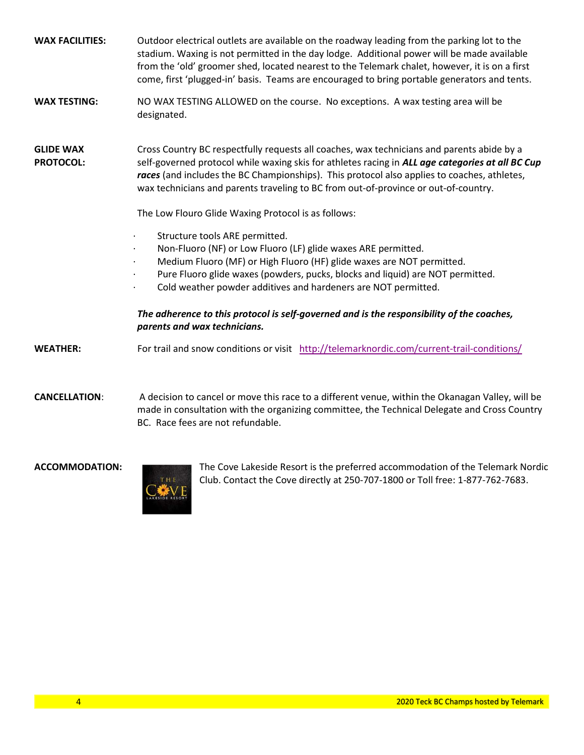**WAX FACILITIES:** Outdoor electrical outlets are available on the roadway leading from the parking lot to the stadium. Waxing is not permitted in the day lodge. Additional power will be made available from the 'old' groomer shed, located nearest to the Telemark chalet, however, it is on a first come, first 'plugged-in' basis. Teams are encouraged to bring portable generators and tents.

**WAX TESTING:** NO WAX TESTING ALLOWED on the course. No exceptions. A wax testing area will be designated.

**GLIDE WAX PROTOCOL:** Cross Country BC respectfully requests all coaches, wax technicians and parents abide by a self-governed protocol while waxing skis for athletes racing in ***ALL age categories at all BC Cup races*** (and includes the BC Championships). This protocol also applies to coaches, athletes, wax technicians and parents traveling to BC from out-of-province or out-of-country.

The Low Flouro Glide Waxing Protocol is as follows:

- Structure tools ARE permitted.
- Non-Fluoro (NF) or Low Fluoro (LF) glide waxes ARE permitted.
- Medium Fluoro (MF) or High Fluoro (HF) glide waxes are NOT permitted.
- Pure Fluoro glide waxes (powders, pucks, blocks and liquid) are NOT permitted.
- Cold weather powder additives and hardeners are NOT permitted.

***The adherence to this protocol is self-governed and is the responsibility of the coaches, parents and wax technicians.***

**WEATHER:** For trail and snow conditions or visit http://telemarknordic.com/current-trail-conditions/

**CANCELLATION**: A decision to cancel or move this race to a different venue, within the Okanagan Valley, will be made in consultation with the organizing committee, the Technical Delegate and Cross Country BC. Race fees are not refundable.

**ACCOMMODATION:** The Cove Lakeside Resort is the preferred accommodation of the Telemark Nordic Club. Contact the Cove directly at 250-707-1800 or Toll free: 1-877-762-7683.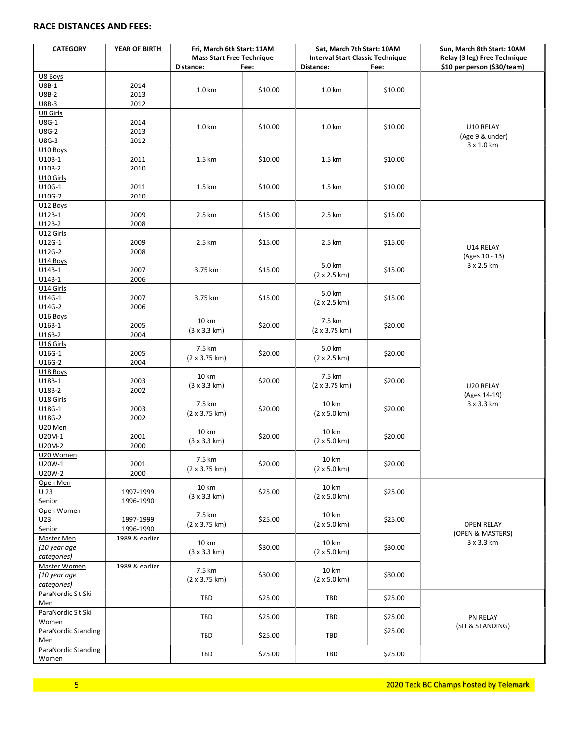## RACE DISTANCES AND FEES:

| CATEGORY | YEAR OF BIRTH | Fri, March 6th Start: 11AM Mass Start Free Technique Distance: | Fee: | Sat, March 7th Start: 10AM Interval Start Classic Technique Distance: | Fee: | Sun, March 8th Start: 10AM Relay (3 leg) Free Technique $10 per person ($30/team) |
|---|---|---|---|---|---|---|
| U8 Boys<br>U8B-1<br>U8B-2<br>U8B-3 | <br>2014<br>2013<br>2012 | 1.0 km | $10.00 | 1.0 km | $10.00 | U10 RELAY<br>(Age 9 & under)<br>3 x 1.0 km |
| U8 Girls<br>U8G-1<br>U8G-2<br>U8G-3 | <br>2014<br>2013<br>2012 | 1.0 km | $10.00 | 1.0 km | $10.00 | |
| U10 Boys<br>U10B-1<br>U10B-2 | <br>2011<br>2010 | 1.5 km | $10.00 | 1.5 km | $10.00 | |
| U10 Girls<br>U10G-1<br>U10G-2 | <br>2011<br>2010 | 1.5 km | $10.00 | 1.5 km | $10.00 | |
| U12 Boys<br>U12B-1<br>U12B-2 | <br>2009<br>2008 | 2.5 km | $15.00 | 2.5 km | $15.00 | U14 RELAY<br>(Ages 10 - 13)<br>3 x 2.5 km |
| U12 Girls<br>U12G-1<br>U12G-2 | <br>2009<br>2008 | 2.5 km | $15.00 | 2.5 km | $15.00 | |
| U14 Boys<br>U14B-1<br>U14B-1 | <br>2007<br>2006 | 3.75 km | $15.00 | 5.0 km<br>(2 x 2.5 km) | $15.00 | |
| U14 Girls<br>U14G-1<br>U14G-2 | <br>2007<br>2006 | 3.75 km | $15.00 | 5.0 km<br>(2 x 2.5 km) | $15.00 | |
| U16 Boys<br>U16B-1<br>U16B-2 | <br>2005<br>2004 | 10 km<br>(3 x 3.3 km) | $20.00 | 7.5 km<br>(2 x 3.75 km) | $20.00 | U20 RELAY<br>(Ages 14-19)<br>3 x 3.3 km |
| U16 Girls<br>U16G-1<br>U16G-2 | <br>2005<br>2004 | 7.5 km<br>(2 x 3.75 km) | $20.00 | 5.0 km<br>(2 x 2.5 km) | $20.00 | |
| U18 Boys<br>U18B-1<br>U18B-2 | <br>2003<br>2002 | 10 km<br>(3 x 3.3 km) | $20.00 | 7.5 km<br>(2 x 3.75 km) | $20.00 | |
| U18 Girls<br>U18G-1<br>U18G-2 | <br>2003<br>2002 | 7.5 km<br>(2 x 3.75 km) | $20.00 | 10 km<br>(2 x 5.0 km) | $20.00 | |
| U20 Men<br>U20M-1<br>U20M-2 | <br>2001<br>2000 | 10 km<br>(3 x 3.3 km) | $20.00 | 10 km<br>(2 x 5.0 km) | $20.00 | |
| U20 Women<br>U20W-1<br>U20W-2 | <br>2001<br>2000 | 7.5 km<br>(2 x 3.75 km) | $20.00 | 10 km<br>(2 x 5.0 km) | $20.00 | |
| Open Men<br>U 23<br>Senior | <br>1997-1999<br>1996-1990 | 10 km<br>(3 x 3.3 km) | $25.00 | 10 km<br>(2 x 5.0 km) | $25.00 | OPEN RELAY<br>(OPEN & MASTERS)<br>3 x 3.3 km |
| Open Women<br>U23<br>Senior | <br>1997-1999<br>1996-1990 | 7.5 km<br>(2 x 3.75 km) | $25.00 | 10 km<br>(2 x 5.0 km) | $25.00 | |
| Master Men<br>*(10 year age categories)* | 1989 & earlier | 10 km<br>(3 x 3.3 km) | $30.00 | 10 km<br>(2 x 5.0 km) | $30.00 | |
| Master Women<br>*(10 year age categories)* | 1989 & earlier | 7.5 km<br>(2 x 3.75 km) | $30.00 | 10 km<br>(2 x 5.0 km) | $30.00 | |
| ParaNordic Sit Ski Men | | TBD | $25.00 | TBD | $25.00 | PN RELAY<br>(SIT & STANDING) |
| ParaNordic Sit Ski Women | | TBD | $25.00 | TBD | $25.00 | |
| ParaNordic Standing Men | | TBD | $25.00 | TBD | $25.00 | |
| ParaNordic Standing Women | | TBD | $25.00 | TBD | $25.00 | |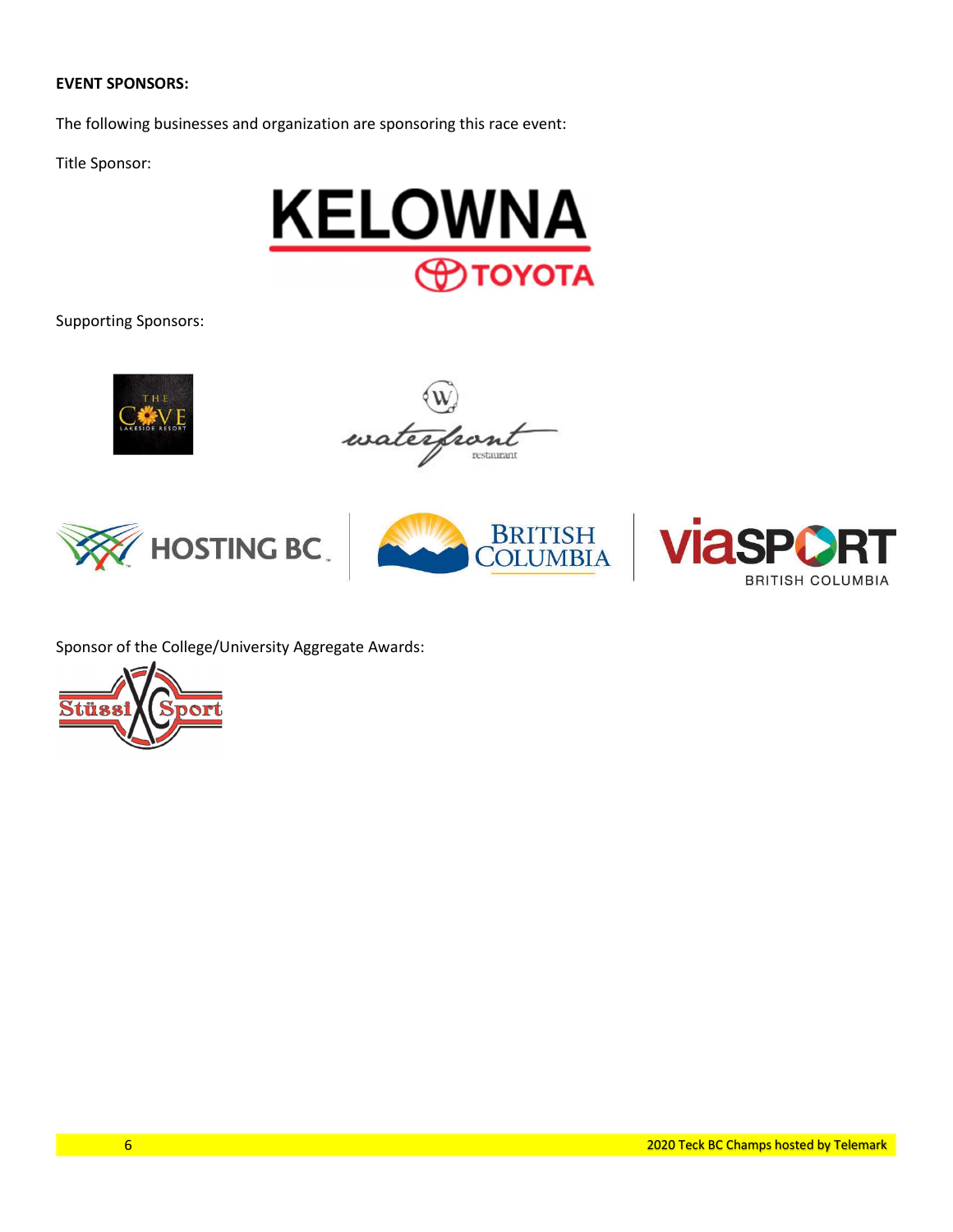**EVENT SPONSORS:**

The following businesses and organization are sponsoring this race event:

Title Sponsor:

Supporting Sponsors:

Sponsor of the College/University Aggregate Awards: